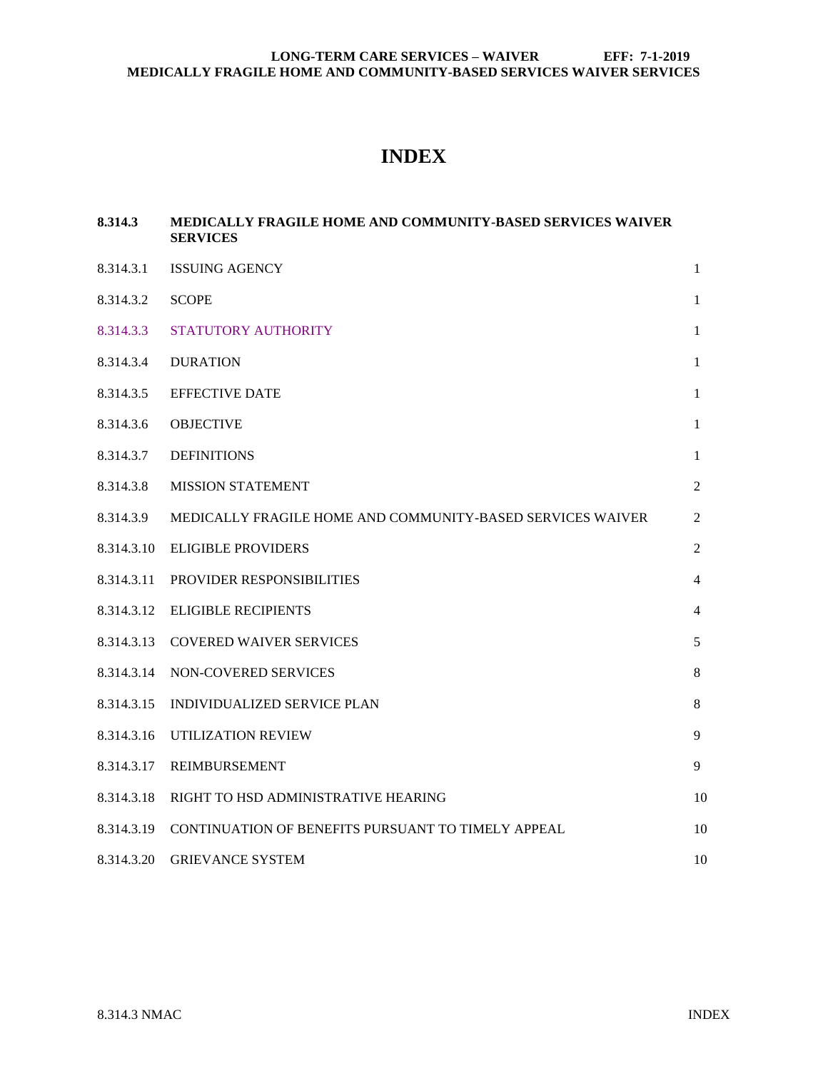# INDEX

| | | |
|---|---|---|
| **8.314.3** | **MEDICALLY FRAGILE HOME AND COMMUNITY-BASED SERVICES WAIVER SERVICES** | |
| 8.314.3.1 | ISSUING AGENCY | 1 |
| 8.314.3.2 | SCOPE | 1 |
| 8.314.3.3 | STATUTORY AUTHORITY | 1 |
| 8.314.3.4 | DURATION | 1 |
| 8.314.3.5 | EFFECTIVE DATE | 1 |
| 8.314.3.6 | OBJECTIVE | 1 |
| 8.314.3.7 | DEFINITIONS | 1 |
| 8.314.3.8 | MISSION STATEMENT | 2 |
| 8.314.3.9 | MEDICALLY FRAGILE HOME AND COMMUNITY-BASED SERVICES WAIVER | 2 |
| 8.314.3.10 | ELIGIBLE PROVIDERS | 2 |
| 8.314.3.11 | PROVIDER RESPONSIBILITIES | 4 |
| 8.314.3.12 | ELIGIBLE RECIPIENTS | 4 |
| 8.314.3.13 | COVERED WAIVER SERVICES | 5 |
| 8.314.3.14 | NON-COVERED SERVICES | 8 |
| 8.314.3.15 | INDIVIDUALIZED SERVICE PLAN | 8 |
| 8.314.3.16 | UTILIZATION REVIEW | 9 |
| 8.314.3.17 | REIMBURSEMENT | 9 |
| 8.314.3.18 | RIGHT TO HSD ADMINISTRATIVE HEARING | 10 |
| 8.314.3.19 | CONTINUATION OF BENEFITS PURSUANT TO TIMELY APPEAL | 10 |
| 8.314.3.20 | GRIEVANCE SYSTEM | 10 |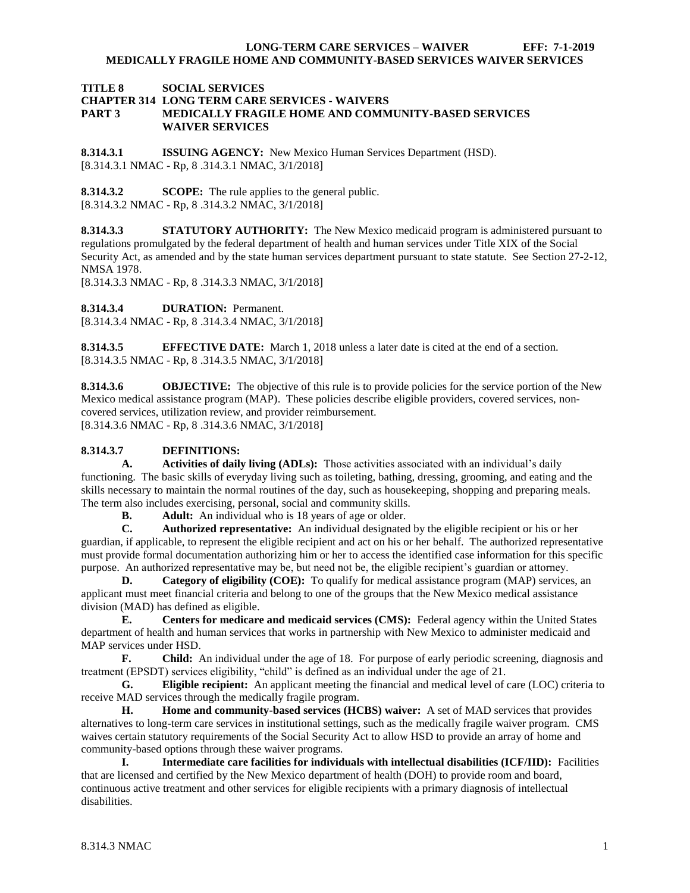# TITLE 8 SOCIAL SERVICES
## CHAPTER 314 LONG TERM CARE SERVICES - WAIVERS
## PART 3 MEDICALLY FRAGILE HOME AND COMMUNITY-BASED SERVICES WAIVER SERVICES

**8.314.3.1 ISSUING AGENCY:** New Mexico Human Services Department (HSD).
[8.314.3.1 NMAC - Rp, 8 .314.3.1 NMAC, 3/1/2018]

**8.314.3.2 SCOPE:** The rule applies to the general public.
[8.314.3.2 NMAC - Rp, 8 .314.3.2 NMAC, 3/1/2018]

**8.314.3.3 STATUTORY AUTHORITY:** The New Mexico medicaid program is administered pursuant to regulations promulgated by the federal department of health and human services under Title XIX of the Social Security Act, as amended and by the state human services department pursuant to state statute. See Section 27-2-12, NMSA 1978.
[8.314.3.3 NMAC - Rp, 8 .314.3.3 NMAC, 3/1/2018]

**8.314.3.4 DURATION:** Permanent.
[8.314.3.4 NMAC - Rp, 8 .314.3.4 NMAC, 3/1/2018]

**8.314.3.5 EFFECTIVE DATE:** March 1, 2018 unless a later date is cited at the end of a section.
[8.314.3.5 NMAC - Rp, 8 .314.3.5 NMAC, 3/1/2018]

**8.314.3.6 OBJECTIVE:** The objective of this rule is to provide policies for the service portion of the New Mexico medical assistance program (MAP). These policies describe eligible providers, covered services, non-covered services, utilization review, and provider reimbursement.
[8.314.3.6 NMAC - Rp, 8 .314.3.6 NMAC, 3/1/2018]

**8.314.3.7 DEFINITIONS:**

**A. Activities of daily living (ADLs):** Those activities associated with an individual's daily functioning. The basic skills of everyday living such as toileting, bathing, dressing, grooming, and eating and the skills necessary to maintain the normal routines of the day, such as housekeeping, shopping and preparing meals. The term also includes exercising, personal, social and community skills.

**B. Adult:** An individual who is 18 years of age or older.

**C. Authorized representative:** An individual designated by the eligible recipient or his or her guardian, if applicable, to represent the eligible recipient and act on his or her behalf. The authorized representative must provide formal documentation authorizing him or her to access the identified case information for this specific purpose. An authorized representative may be, but need not be, the eligible recipient's guardian or attorney.

**D. Category of eligibility (COE):** To qualify for medical assistance program (MAP) services, an applicant must meet financial criteria and belong to one of the groups that the New Mexico medical assistance division (MAD) has defined as eligible.

**E. Centers for medicare and medicaid services (CMS):** Federal agency within the United States department of health and human services that works in partnership with New Mexico to administer medicaid and MAP services under HSD.

**F. Child:** An individual under the age of 18. For purpose of early periodic screening, diagnosis and treatment (EPSDT) services eligibility, "child" is defined as an individual under the age of 21.

**G. Eligible recipient:** An applicant meeting the financial and medical level of care (LOC) criteria to receive MAD services through the medically fragile program.

**H. Home and community-based services (HCBS) waiver:** A set of MAD services that provides alternatives to long-term care services in institutional settings, such as the medically fragile waiver program. CMS waives certain statutory requirements of the Social Security Act to allow HSD to provide an array of home and community-based options through these waiver programs.

**I. Intermediate care facilities for individuals with intellectual disabilities (ICF/IID):** Facilities that are licensed and certified by the New Mexico department of health (DOH) to provide room and board, continuous active treatment and other services for eligible recipients with a primary diagnosis of intellectual disabilities.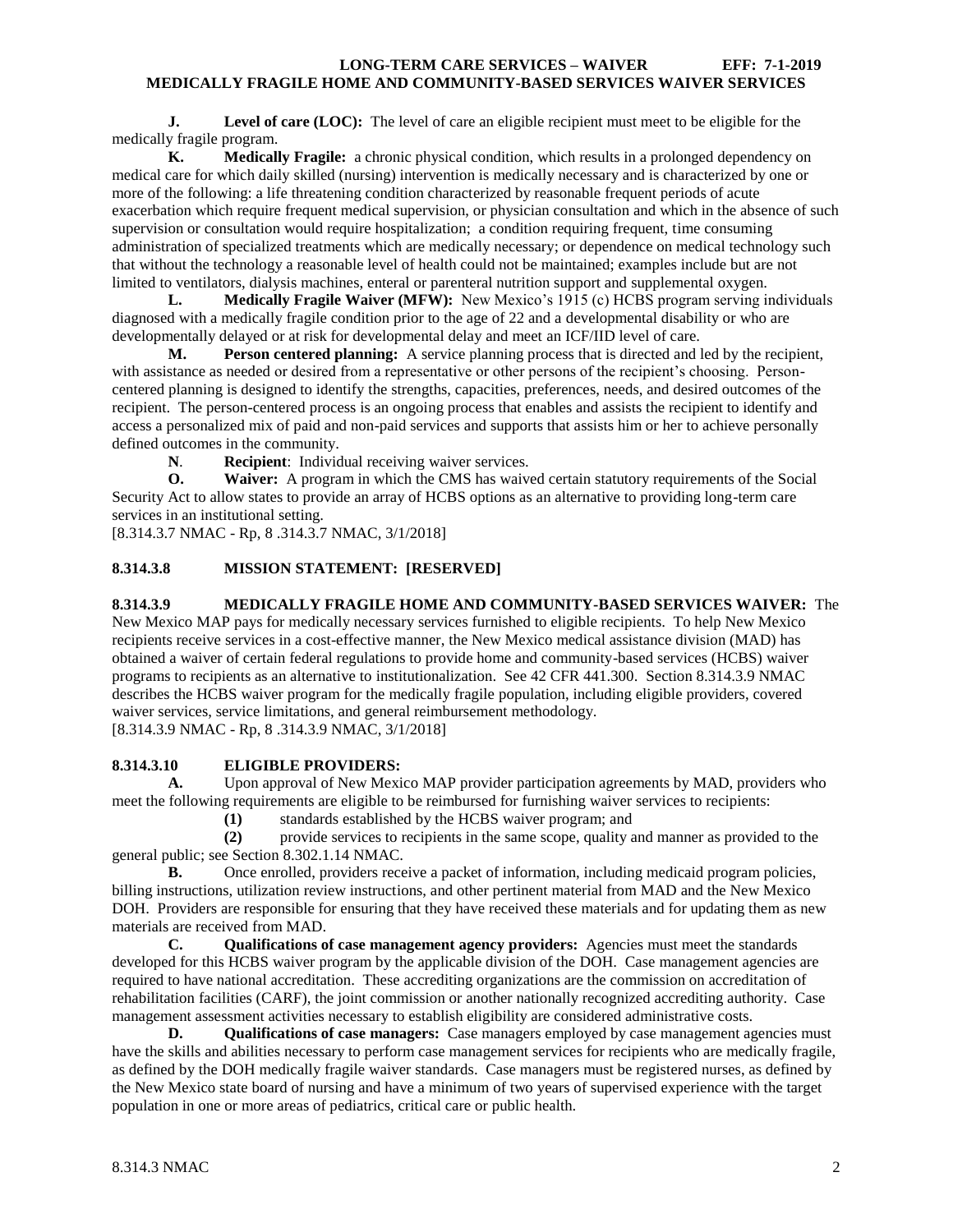**J. Level of care (LOC):** The level of care an eligible recipient must meet to be eligible for the medically fragile program.

**K. Medically Fragile:** a chronic physical condition, which results in a prolonged dependency on medical care for which daily skilled (nursing) intervention is medically necessary and is characterized by one or more of the following: a life threatening condition characterized by reasonable frequent periods of acute exacerbation which require frequent medical supervision, or physician consultation and which in the absence of such supervision or consultation would require hospitalization; a condition requiring frequent, time consuming administration of specialized treatments which are medically necessary; or dependence on medical technology such that without the technology a reasonable level of health could not be maintained; examples include but are not limited to ventilators, dialysis machines, enteral or parenteral nutrition support and supplemental oxygen.

**L. Medically Fragile Waiver (MFW):** New Mexico's 1915 (c) HCBS program serving individuals diagnosed with a medically fragile condition prior to the age of 22 and a developmental disability or who are developmentally delayed or at risk for developmental delay and meet an ICF/IID level of care.

**M. Person centered planning:** A service planning process that is directed and led by the recipient, with assistance as needed or desired from a representative or other persons of the recipient's choosing. Person-centered planning is designed to identify the strengths, capacities, preferences, needs, and desired outcomes of the recipient. The person-centered process is an ongoing process that enables and assists the recipient to identify and access a personalized mix of paid and non-paid services and supports that assists him or her to achieve personally defined outcomes in the community.

**N**. **Recipient**: Individual receiving waiver services.

**O. Waiver:** A program in which the CMS has waived certain statutory requirements of the Social Security Act to allow states to provide an array of HCBS options as an alternative to providing long-term care services in an institutional setting.

[8.314.3.7 NMAC - Rp, 8 .314.3.7 NMAC, 3/1/2018]

**8.314.3.8 MISSION STATEMENT: [RESERVED]**

**8.314.3.9 MEDICALLY FRAGILE HOME AND COMMUNITY-BASED SERVICES WAIVER:** The New Mexico MAP pays for medically necessary services furnished to eligible recipients. To help New Mexico recipients receive services in a cost-effective manner, the New Mexico medical assistance division (MAD) has obtained a waiver of certain federal regulations to provide home and community-based services (HCBS) waiver programs to recipients as an alternative to institutionalization. See 42 CFR 441.300. Section 8.314.3.9 NMAC describes the HCBS waiver program for the medically fragile population, including eligible providers, covered waiver services, service limitations, and general reimbursement methodology.

[8.314.3.9 NMAC - Rp, 8 .314.3.9 NMAC, 3/1/2018]

**8.314.3.10 ELIGIBLE PROVIDERS:**

**A.** Upon approval of New Mexico MAP provider participation agreements by MAD, providers who meet the following requirements are eligible to be reimbursed for furnishing waiver services to recipients:

**(1)** standards established by the HCBS waiver program; and

**(2)** provide services to recipients in the same scope, quality and manner as provided to the general public; see Section 8.302.1.14 NMAC.

**B.** Once enrolled, providers receive a packet of information, including medicaid program policies, billing instructions, utilization review instructions, and other pertinent material from MAD and the New Mexico DOH. Providers are responsible for ensuring that they have received these materials and for updating them as new materials are received from MAD.

**C. Qualifications of case management agency providers:** Agencies must meet the standards developed for this HCBS waiver program by the applicable division of the DOH. Case management agencies are required to have national accreditation. These accrediting organizations are the commission on accreditation of rehabilitation facilities (CARF), the joint commission or another nationally recognized accrediting authority. Case management assessment activities necessary to establish eligibility are considered administrative costs.

**D. Qualifications of case managers:** Case managers employed by case management agencies must have the skills and abilities necessary to perform case management services for recipients who are medically fragile, as defined by the DOH medically fragile waiver standards. Case managers must be registered nurses, as defined by the New Mexico state board of nursing and have a minimum of two years of supervised experience with the target population in one or more areas of pediatrics, critical care or public health.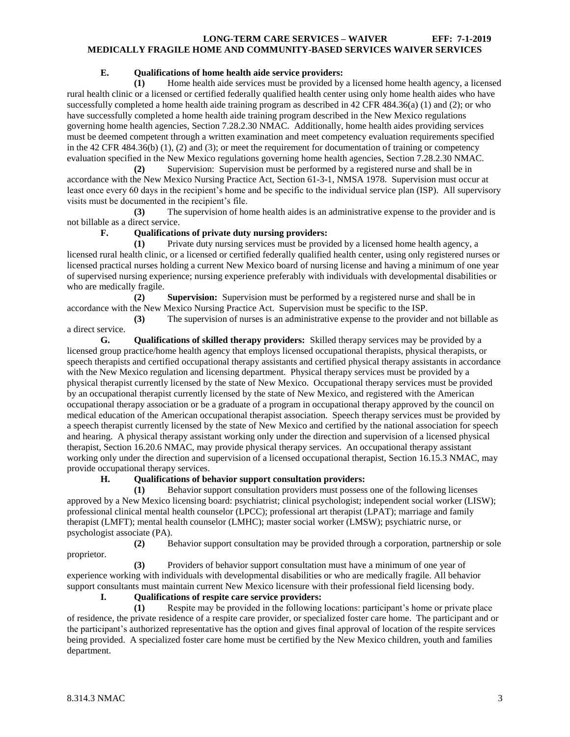**E. Qualifications of home health aide service providers:**

**(1)** Home health aide services must be provided by a licensed home health agency, a licensed rural health clinic or a licensed or certified federally qualified health center using only home health aides who have successfully completed a home health aide training program as described in 42 CFR 484.36(a) (1) and (2); or who have successfully completed a home health aide training program described in the New Mexico regulations governing home health agencies, Section 7.28.2.30 NMAC. Additionally, home health aides providing services must be deemed competent through a written examination and meet competency evaluation requirements specified in the 42 CFR 484.36(b) (1), (2) and (3); or meet the requirement for documentation of training or competency evaluation specified in the New Mexico regulations governing home health agencies, Section 7.28.2.30 NMAC.

**(2)** Supervision: Supervision must be performed by a registered nurse and shall be in accordance with the New Mexico Nursing Practice Act, Section 61-3-1, NMSA 1978. Supervision must occur at least once every 60 days in the recipient's home and be specific to the individual service plan (ISP). All supervisory visits must be documented in the recipient's file.

**(3)** The supervision of home health aides is an administrative expense to the provider and is not billable as a direct service.

**F. Qualifications of private duty nursing providers:**

**(1)** Private duty nursing services must be provided by a licensed home health agency, a licensed rural health clinic, or a licensed or certified federally qualified health center, using only registered nurses or licensed practical nurses holding a current New Mexico board of nursing license and having a minimum of one year of supervised nursing experience; nursing experience preferably with individuals with developmental disabilities or who are medically fragile.

**(2) Supervision:** Supervision must be performed by a registered nurse and shall be in accordance with the New Mexico Nursing Practice Act. Supervision must be specific to the ISP.

**(3)** The supervision of nurses is an administrative expense to the provider and not billable as a direct service.

**G. Qualifications of skilled therapy providers:** Skilled therapy services may be provided by a licensed group practice/home health agency that employs licensed occupational therapists, physical therapists, or speech therapists and certified occupational therapy assistants and certified physical therapy assistants in accordance with the New Mexico regulation and licensing department. Physical therapy services must be provided by a physical therapist currently licensed by the state of New Mexico. Occupational therapy services must be provided by an occupational therapist currently licensed by the state of New Mexico, and registered with the American occupational therapy association or be a graduate of a program in occupational therapy approved by the council on medical education of the American occupational therapist association. Speech therapy services must be provided by a speech therapist currently licensed by the state of New Mexico and certified by the national association for speech and hearing. A physical therapy assistant working only under the direction and supervision of a licensed physical therapist, Section 16.20.6 NMAC, may provide physical therapy services. An occupational therapy assistant working only under the direction and supervision of a licensed occupational therapist, Section 16.15.3 NMAC, may provide occupational therapy services.

**H. Qualifications of behavior support consultation providers:**

**(1)** Behavior support consultation providers must possess one of the following licenses approved by a New Mexico licensing board: psychiatrist; clinical psychologist; independent social worker (LISW); professional clinical mental health counselor (LPCC); professional art therapist (LPAT); marriage and family therapist (LMFT); mental health counselor (LMHC); master social worker (LMSW); psychiatric nurse, or psychologist associate (PA).

**(2)** Behavior support consultation may be provided through a corporation, partnership or sole proprietor.

**(3)** Providers of behavior support consultation must have a minimum of one year of experience working with individuals with developmental disabilities or who are medically fragile. All behavior support consultants must maintain current New Mexico licensure with their professional field licensing body.

**I. Qualifications of respite care service providers:**

**(1)** Respite may be provided in the following locations: participant's home or private place of residence, the private residence of a respite care provider, or specialized foster care home. The participant and or the participant's authorized representative has the option and gives final approval of location of the respite services being provided. A specialized foster care home must be certified by the New Mexico children, youth and families department.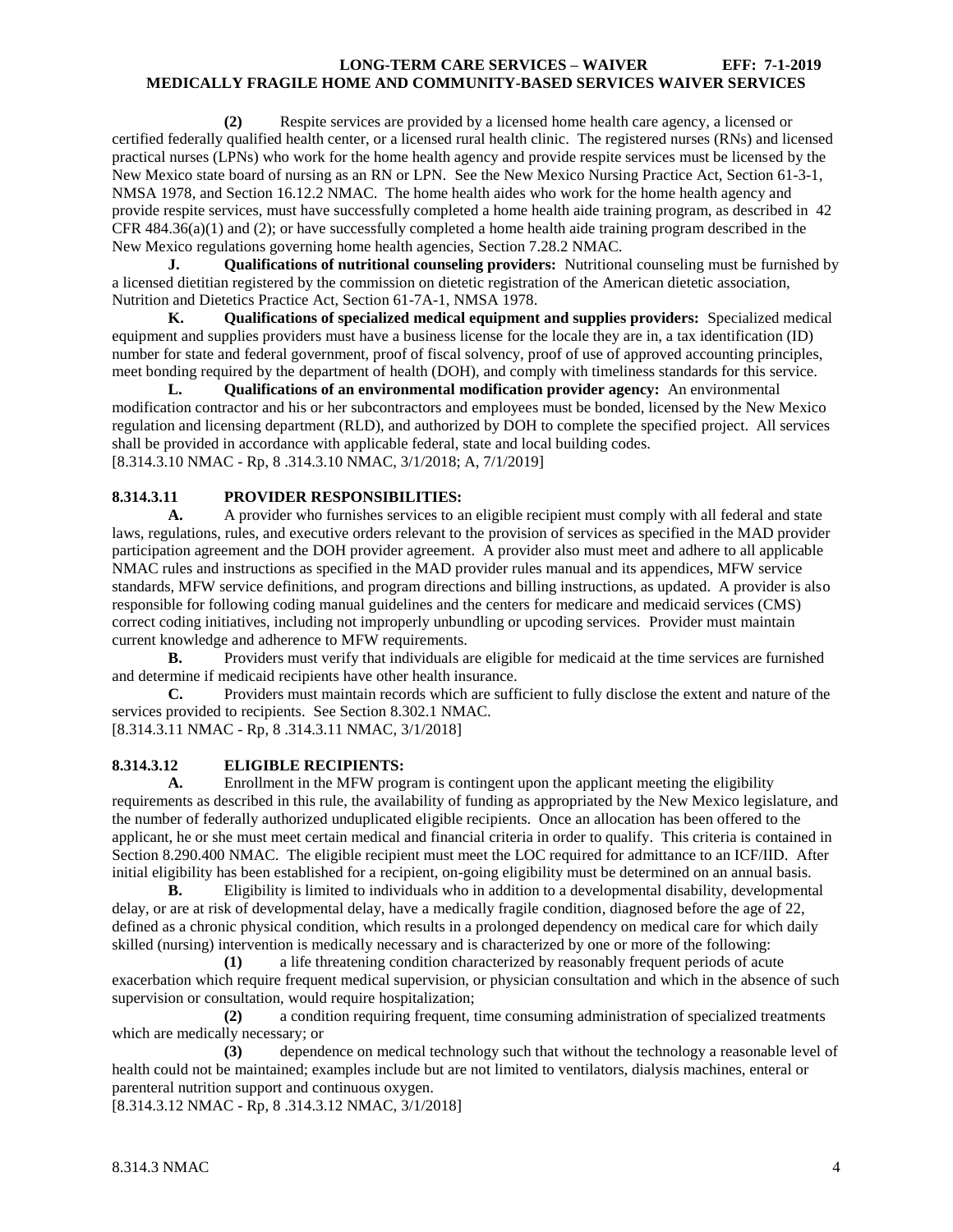**(2)** Respite services are provided by a licensed home health care agency, a licensed or certified federally qualified health center, or a licensed rural health clinic. The registered nurses (RNs) and licensed practical nurses (LPNs) who work for the home health agency and provide respite services must be licensed by the New Mexico state board of nursing as an RN or LPN. See the New Mexico Nursing Practice Act, Section 61-3-1, NMSA 1978, and Section 16.12.2 NMAC. The home health aides who work for the home health agency and provide respite services, must have successfully completed a home health aide training program, as described in 42 CFR 484.36(a)(1) and (2); or have successfully completed a home health aide training program described in the New Mexico regulations governing home health agencies, Section 7.28.2 NMAC.

**J. Qualifications of nutritional counseling providers:** Nutritional counseling must be furnished by a licensed dietitian registered by the commission on dietetic registration of the American dietetic association, Nutrition and Dietetics Practice Act, Section 61-7A-1, NMSA 1978.

**K. Qualifications of specialized medical equipment and supplies providers:** Specialized medical equipment and supplies providers must have a business license for the locale they are in, a tax identification (ID) number for state and federal government, proof of fiscal solvency, proof of use of approved accounting principles, meet bonding required by the department of health (DOH), and comply with timeliness standards for this service.

**L. Qualifications of an environmental modification provider agency:** An environmental modification contractor and his or her subcontractors and employees must be bonded, licensed by the New Mexico regulation and licensing department (RLD), and authorized by DOH to complete the specified project. All services shall be provided in accordance with applicable federal, state and local building codes.

[8.314.3.10 NMAC - Rp, 8 .314.3.10 NMAC, 3/1/2018; A, 7/1/2019]

## 8.314.3.11 PROVIDER RESPONSIBILITIES:

**A.** A provider who furnishes services to an eligible recipient must comply with all federal and state laws, regulations, rules, and executive orders relevant to the provision of services as specified in the MAD provider participation agreement and the DOH provider agreement. A provider also must meet and adhere to all applicable NMAC rules and instructions as specified in the MAD provider rules manual and its appendices, MFW service standards, MFW service definitions, and program directions and billing instructions, as updated. A provider is also responsible for following coding manual guidelines and the centers for medicare and medicaid services (CMS) correct coding initiatives, including not improperly unbundling or upcoding services. Provider must maintain current knowledge and adherence to MFW requirements.

**B.** Providers must verify that individuals are eligible for medicaid at the time services are furnished and determine if medicaid recipients have other health insurance.

**C.** Providers must maintain records which are sufficient to fully disclose the extent and nature of the services provided to recipients. See Section 8.302.1 NMAC.

[8.314.3.11 NMAC - Rp, 8 .314.3.11 NMAC, 3/1/2018]

## 8.314.3.12 ELIGIBLE RECIPIENTS:

**A.** Enrollment in the MFW program is contingent upon the applicant meeting the eligibility requirements as described in this rule, the availability of funding as appropriated by the New Mexico legislature, and the number of federally authorized unduplicated eligible recipients. Once an allocation has been offered to the applicant, he or she must meet certain medical and financial criteria in order to qualify. This criteria is contained in Section 8.290.400 NMAC. The eligible recipient must meet the LOC required for admittance to an ICF/IID. After initial eligibility has been established for a recipient, on-going eligibility must be determined on an annual basis.

**B.** Eligibility is limited to individuals who in addition to a developmental disability, developmental delay, or are at risk of developmental delay, have a medically fragile condition, diagnosed before the age of 22, defined as a chronic physical condition, which results in a prolonged dependency on medical care for which daily skilled (nursing) intervention is medically necessary and is characterized by one or more of the following:

**(1)** a life threatening condition characterized by reasonably frequent periods of acute exacerbation which require frequent medical supervision, or physician consultation and which in the absence of such supervision or consultation, would require hospitalization;

**(2)** a condition requiring frequent, time consuming administration of specialized treatments which are medically necessary; or

**(3)** dependence on medical technology such that without the technology a reasonable level of health could not be maintained; examples include but are not limited to ventilators, dialysis machines, enteral or parenteral nutrition support and continuous oxygen.

[8.314.3.12 NMAC - Rp, 8 .314.3.12 NMAC, 3/1/2018]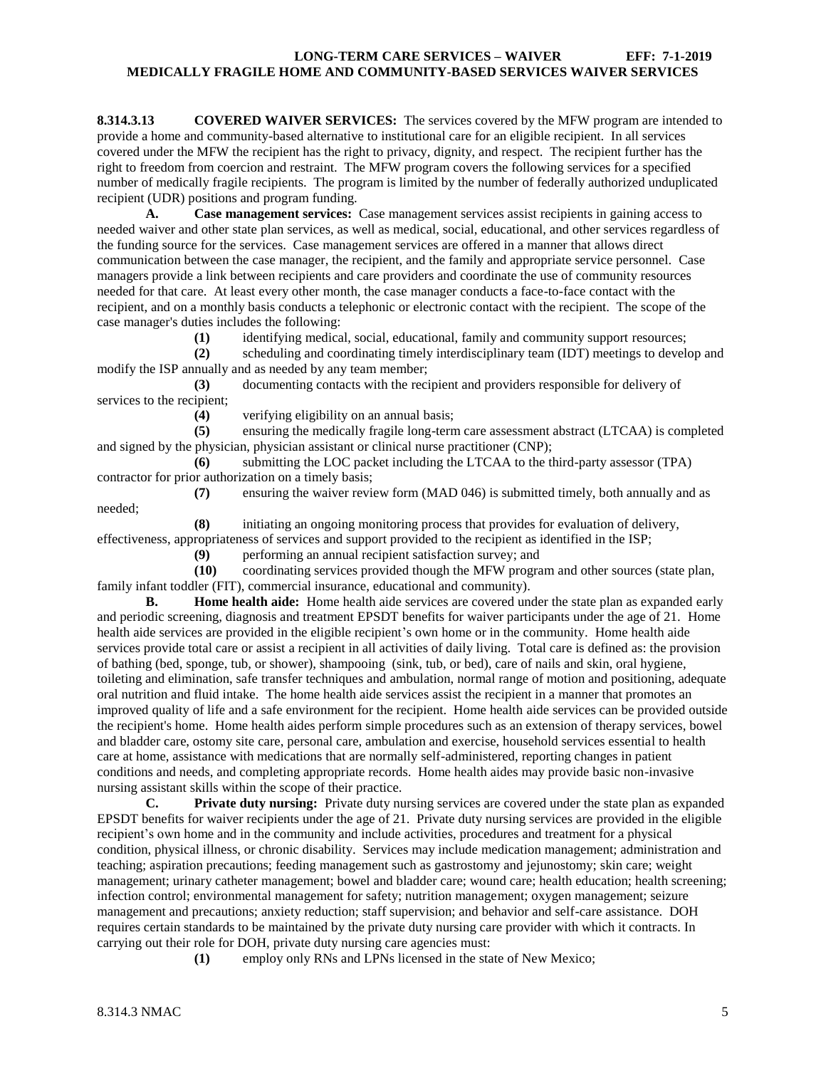**8.314.3.13 COVERED WAIVER SERVICES:** The services covered by the MFW program are intended to provide a home and community-based alternative to institutional care for an eligible recipient. In all services covered under the MFW the recipient has the right to privacy, dignity, and respect. The recipient further has the right to freedom from coercion and restraint. The MFW program covers the following services for a specified number of medically fragile recipients. The program is limited by the number of federally authorized unduplicated recipient (UDR) positions and program funding.

**A. Case management services:** Case management services assist recipients in gaining access to needed waiver and other state plan services, as well as medical, social, educational, and other services regardless of the funding source for the services. Case management services are offered in a manner that allows direct communication between the case manager, the recipient, and the family and appropriate service personnel. Case managers provide a link between recipients and care providers and coordinate the use of community resources needed for that care. At least every other month, the case manager conducts a face-to-face contact with the recipient, and on a monthly basis conducts a telephonic or electronic contact with the recipient. The scope of the case manager's duties includes the following:

**(1)** identifying medical, social, educational, family and community support resources;

**(2)** scheduling and coordinating timely interdisciplinary team (IDT) meetings to develop and modify the ISP annually and as needed by any team member;

**(3)** documenting contacts with the recipient and providers responsible for delivery of services to the recipient;

**(4)** verifying eligibility on an annual basis;

**(5)** ensuring the medically fragile long-term care assessment abstract (LTCAA) is completed and signed by the physician, physician assistant or clinical nurse practitioner (CNP);

**(6)** submitting the LOC packet including the LTCAA to the third-party assessor (TPA) contractor for prior authorization on a timely basis;

**(7)** ensuring the waiver review form (MAD 046) is submitted timely, both annually and as needed;

**(8)** initiating an ongoing monitoring process that provides for evaluation of delivery, effectiveness, appropriateness of services and support provided to the recipient as identified in the ISP;

**(9)** performing an annual recipient satisfaction survey; and

**(10)** coordinating services provided though the MFW program and other sources (state plan, family infant toddler (FIT), commercial insurance, educational and community).

**B. Home health aide:** Home health aide services are covered under the state plan as expanded early and periodic screening, diagnosis and treatment EPSDT benefits for waiver participants under the age of 21. Home health aide services are provided in the eligible recipient's own home or in the community. Home health aide services provide total care or assist a recipient in all activities of daily living. Total care is defined as: the provision of bathing (bed, sponge, tub, or shower), shampooing (sink, tub, or bed), care of nails and skin, oral hygiene, toileting and elimination, safe transfer techniques and ambulation, normal range of motion and positioning, adequate oral nutrition and fluid intake. The home health aide services assist the recipient in a manner that promotes an improved quality of life and a safe environment for the recipient. Home health aide services can be provided outside the recipient's home. Home health aides perform simple procedures such as an extension of therapy services, bowel and bladder care, ostomy site care, personal care, ambulation and exercise, household services essential to health care at home, assistance with medications that are normally self-administered, reporting changes in patient conditions and needs, and completing appropriate records. Home health aides may provide basic non-invasive nursing assistant skills within the scope of their practice.

**C. Private duty nursing:** Private duty nursing services are covered under the state plan as expanded EPSDT benefits for waiver recipients under the age of 21. Private duty nursing services are provided in the eligible recipient's own home and in the community and include activities, procedures and treatment for a physical condition, physical illness, or chronic disability. Services may include medication management; administration and teaching; aspiration precautions; feeding management such as gastrostomy and jejunostomy; skin care; weight management; urinary catheter management; bowel and bladder care; wound care; health education; health screening; infection control; environmental management for safety; nutrition management; oxygen management; seizure management and precautions; anxiety reduction; staff supervision; and behavior and self-care assistance. DOH requires certain standards to be maintained by the private duty nursing care provider with which it contracts. In carrying out their role for DOH, private duty nursing care agencies must:

**(1)** employ only RNs and LPNs licensed in the state of New Mexico;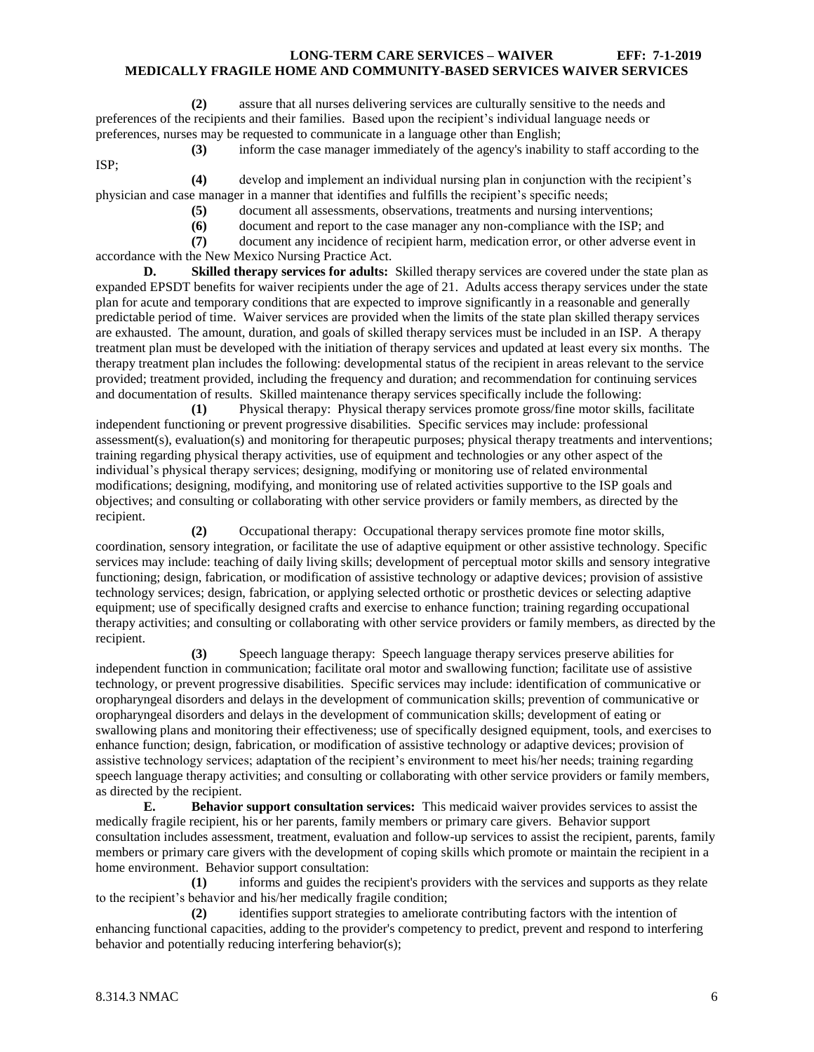**(2)** assure that all nurses delivering services are culturally sensitive to the needs and preferences of the recipients and their families. Based upon the recipient's individual language needs or preferences, nurses may be requested to communicate in a language other than English;

**(3)** inform the case manager immediately of the agency's inability to staff according to the ISP;

**(4)** develop and implement an individual nursing plan in conjunction with the recipient's physician and case manager in a manner that identifies and fulfills the recipient's specific needs;

**(5)** document all assessments, observations, treatments and nursing interventions;

**(6)** document and report to the case manager any non-compliance with the ISP; and

**(7)** document any incidence of recipient harm, medication error, or other adverse event in accordance with the New Mexico Nursing Practice Act.

**D. Skilled therapy services for adults:** Skilled therapy services are covered under the state plan as expanded EPSDT benefits for waiver recipients under the age of 21. Adults access therapy services under the state plan for acute and temporary conditions that are expected to improve significantly in a reasonable and generally predictable period of time. Waiver services are provided when the limits of the state plan skilled therapy services are exhausted. The amount, duration, and goals of skilled therapy services must be included in an ISP. A therapy treatment plan must be developed with the initiation of therapy services and updated at least every six months. The therapy treatment plan includes the following: developmental status of the recipient in areas relevant to the service provided; treatment provided, including the frequency and duration; and recommendation for continuing services and documentation of results. Skilled maintenance therapy services specifically include the following:

**(1)** Physical therapy: Physical therapy services promote gross/fine motor skills, facilitate independent functioning or prevent progressive disabilities. Specific services may include: professional assessment(s), evaluation(s) and monitoring for therapeutic purposes; physical therapy treatments and interventions; training regarding physical therapy activities, use of equipment and technologies or any other aspect of the individual's physical therapy services; designing, modifying or monitoring use of related environmental modifications; designing, modifying, and monitoring use of related activities supportive to the ISP goals and objectives; and consulting or collaborating with other service providers or family members, as directed by the recipient.

**(2)** Occupational therapy: Occupational therapy services promote fine motor skills, coordination, sensory integration, or facilitate the use of adaptive equipment or other assistive technology. Specific services may include: teaching of daily living skills; development of perceptual motor skills and sensory integrative functioning; design, fabrication, or modification of assistive technology or adaptive devices; provision of assistive technology services; design, fabrication, or applying selected orthotic or prosthetic devices or selecting adaptive equipment; use of specifically designed crafts and exercise to enhance function; training regarding occupational therapy activities; and consulting or collaborating with other service providers or family members, as directed by the recipient.

**(3)** Speech language therapy: Speech language therapy services preserve abilities for independent function in communication; facilitate oral motor and swallowing function; facilitate use of assistive technology, or prevent progressive disabilities. Specific services may include: identification of communicative or oropharyngeal disorders and delays in the development of communication skills; prevention of communicative or oropharyngeal disorders and delays in the development of communication skills; development of eating or swallowing plans and monitoring their effectiveness; use of specifically designed equipment, tools, and exercises to enhance function; design, fabrication, or modification of assistive technology or adaptive devices; provision of assistive technology services; adaptation of the recipient's environment to meet his/her needs; training regarding speech language therapy activities; and consulting or collaborating with other service providers or family members, as directed by the recipient.

**E. Behavior support consultation services:** This medicaid waiver provides services to assist the medically fragile recipient, his or her parents, family members or primary care givers. Behavior support consultation includes assessment, treatment, evaluation and follow-up services to assist the recipient, parents, family members or primary care givers with the development of coping skills which promote or maintain the recipient in a home environment. Behavior support consultation:

**(1)** informs and guides the recipient's providers with the services and supports as they relate to the recipient's behavior and his/her medically fragile condition;

**(2)** identifies support strategies to ameliorate contributing factors with the intention of enhancing functional capacities, adding to the provider's competency to predict, prevent and respond to interfering behavior and potentially reducing interfering behavior(s);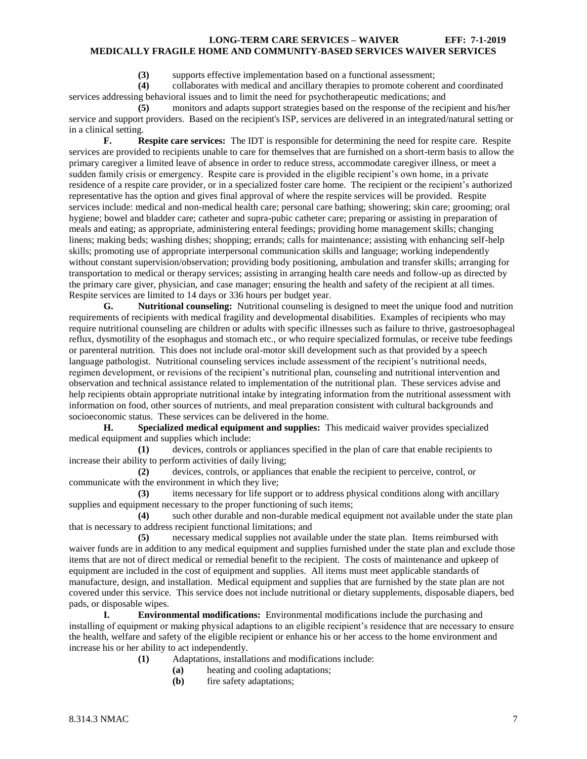**(3)** supports effective implementation based on a functional assessment;

**(4)** collaborates with medical and ancillary therapies to promote coherent and coordinated services addressing behavioral issues and to limit the need for psychotherapeutic medications; and

**(5)** monitors and adapts support strategies based on the response of the recipient and his/her service and support providers. Based on the recipient's ISP, services are delivered in an integrated/natural setting or in a clinical setting.

**F. Respite care services:** The IDT is responsible for determining the need for respite care. Respite services are provided to recipients unable to care for themselves that are furnished on a short-term basis to allow the primary caregiver a limited leave of absence in order to reduce stress, accommodate caregiver illness, or meet a sudden family crisis or emergency. Respite care is provided in the eligible recipient's own home, in a private residence of a respite care provider, or in a specialized foster care home. The recipient or the recipient's authorized representative has the option and gives final approval of where the respite services will be provided. Respite services include: medical and non-medical health care; personal care bathing; showering; skin care; grooming; oral hygiene; bowel and bladder care; catheter and supra-pubic catheter care; preparing or assisting in preparation of meals and eating; as appropriate, administering enteral feedings; providing home management skills; changing linens; making beds; washing dishes; shopping; errands; calls for maintenance; assisting with enhancing self-help skills; promoting use of appropriate interpersonal communication skills and language; working independently without constant supervision/observation; providing body positioning, ambulation and transfer skills; arranging for transportation to medical or therapy services; assisting in arranging health care needs and follow-up as directed by the primary care giver, physician, and case manager; ensuring the health and safety of the recipient at all times. Respite services are limited to 14 days or 336 hours per budget year.

**G. Nutritional counseling:** Nutritional counseling is designed to meet the unique food and nutrition requirements of recipients with medical fragility and developmental disabilities. Examples of recipients who may require nutritional counseling are children or adults with specific illnesses such as failure to thrive, gastroesophageal reflux, dysmotility of the esophagus and stomach etc., or who require specialized formulas, or receive tube feedings or parenteral nutrition. This does not include oral-motor skill development such as that provided by a speech language pathologist. Nutritional counseling services include assessment of the recipient's nutritional needs, regimen development, or revisions of the recipient's nutritional plan, counseling and nutritional intervention and observation and technical assistance related to implementation of the nutritional plan. These services advise and help recipients obtain appropriate nutritional intake by integrating information from the nutritional assessment with information on food, other sources of nutrients, and meal preparation consistent with cultural backgrounds and socioeconomic status. These services can be delivered in the home.

**H. Specialized medical equipment and supplies:** This medicaid waiver provides specialized medical equipment and supplies which include:

**(1)** devices, controls or appliances specified in the plan of care that enable recipients to increase their ability to perform activities of daily living;

**(2)** devices, controls, or appliances that enable the recipient to perceive, control, or communicate with the environment in which they live;

**(3)** items necessary for life support or to address physical conditions along with ancillary supplies and equipment necessary to the proper functioning of such items;

**(4)** such other durable and non-durable medical equipment not available under the state plan that is necessary to address recipient functional limitations; and

**(5)** necessary medical supplies not available under the state plan. Items reimbursed with waiver funds are in addition to any medical equipment and supplies furnished under the state plan and exclude those items that are not of direct medical or remedial benefit to the recipient. The costs of maintenance and upkeep of equipment are included in the cost of equipment and supplies. All items must meet applicable standards of manufacture, design, and installation. Medical equipment and supplies that are furnished by the state plan are not covered under this service. This service does not include nutritional or dietary supplements, disposable diapers, bed pads, or disposable wipes.

**I. Environmental modifications:** Environmental modifications include the purchasing and installing of equipment or making physical adaptions to an eligible recipient's residence that are necessary to ensure the health, welfare and safety of the eligible recipient or enhance his or her access to the home environment and increase his or her ability to act independently.

**(1)** Adaptations, installations and modifications include:

**(a)** heating and cooling adaptations;

**(b)** fire safety adaptations;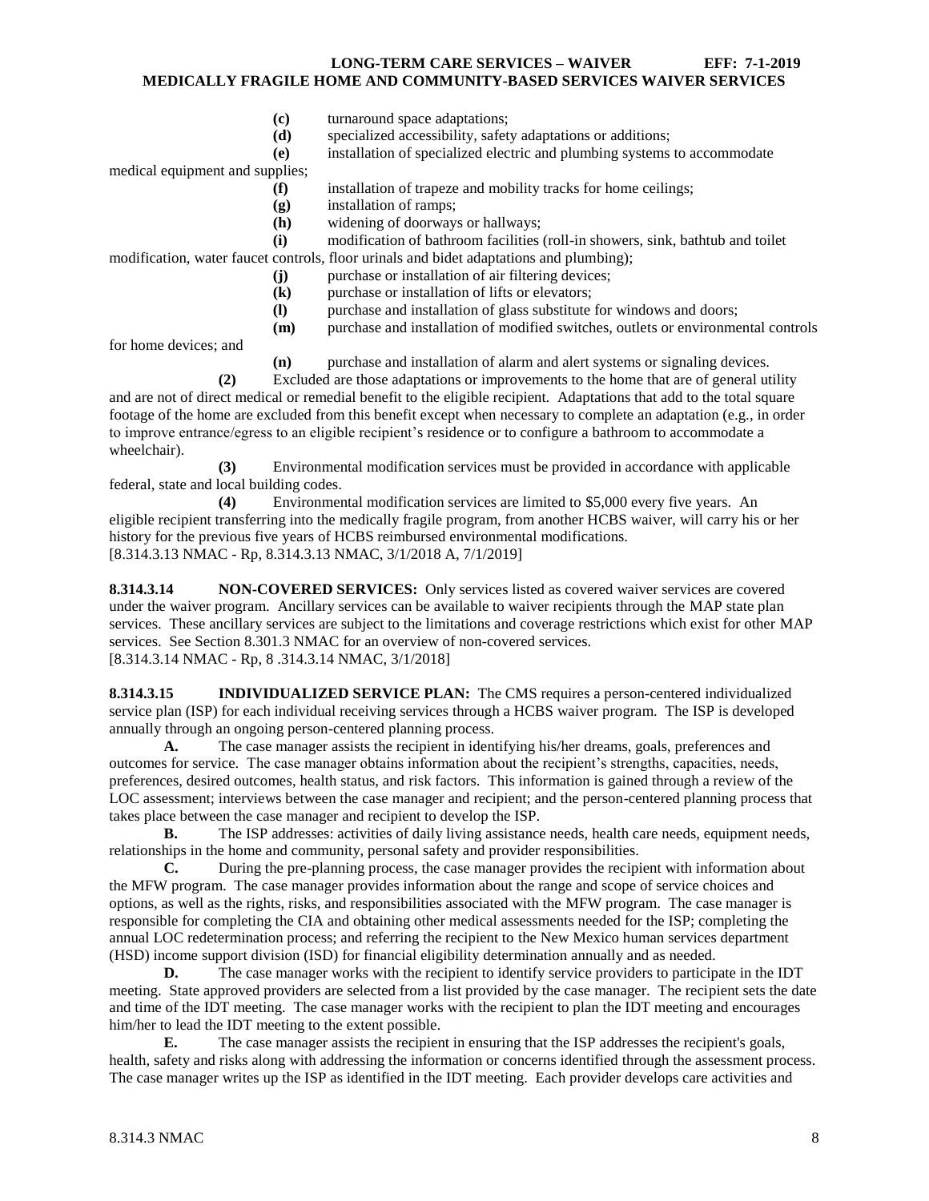**(c)** turnaround space adaptations;

**(d)** specialized accessibility, safety adaptations or additions;

**(e)** installation of specialized electric and plumbing systems to accommodate medical equipment and supplies;

**(f)** installation of trapeze and mobility tracks for home ceilings;

**(g)** installation of ramps;

**(h)** widening of doorways or hallways;

**(i)** modification of bathroom facilities (roll-in showers, sink, bathtub and toilet modification, water faucet controls, floor urinals and bidet adaptations and plumbing);

**(j)** purchase or installation of air filtering devices;

**(k)** purchase or installation of lifts or elevators;

**(l)** purchase and installation of glass substitute for windows and doors;

**(m)** purchase and installation of modified switches, outlets or environmental controls for home devices; and

**(n)** purchase and installation of alarm and alert systems or signaling devices.

**(2)** Excluded are those adaptations or improvements to the home that are of general utility and are not of direct medical or remedial benefit to the eligible recipient. Adaptations that add to the total square footage of the home are excluded from this benefit except when necessary to complete an adaptation (e.g., in order to improve entrance/egress to an eligible recipient's residence or to configure a bathroom to accommodate a wheelchair).

**(3)** Environmental modification services must be provided in accordance with applicable federal, state and local building codes.

**(4)** Environmental modification services are limited to $5,000 every five years. An eligible recipient transferring into the medically fragile program, from another HCBS waiver, will carry his or her history for the previous five years of HCBS reimbursed environmental modifications.

[8.314.3.13 NMAC - Rp, 8.314.3.13 NMAC, 3/1/2018 A, 7/1/2019]

**8.314.3.14 NON-COVERED SERVICES:** Only services listed as covered waiver services are covered under the waiver program. Ancillary services can be available to waiver recipients through the MAP state plan services. These ancillary services are subject to the limitations and coverage restrictions which exist for other MAP services. See Section 8.301.3 NMAC for an overview of non-covered services.

[8.314.3.14 NMAC - Rp, 8 .314.3.14 NMAC, 3/1/2018]

**8.314.3.15 INDIVIDUALIZED SERVICE PLAN:** The CMS requires a person-centered individualized service plan (ISP) for each individual receiving services through a HCBS waiver program. The ISP is developed annually through an ongoing person-centered planning process.

**A.** The case manager assists the recipient in identifying his/her dreams, goals, preferences and outcomes for service. The case manager obtains information about the recipient's strengths, capacities, needs, preferences, desired outcomes, health status, and risk factors. This information is gained through a review of the LOC assessment; interviews between the case manager and recipient; and the person-centered planning process that takes place between the case manager and recipient to develop the ISP.

**B.** The ISP addresses: activities of daily living assistance needs, health care needs, equipment needs, relationships in the home and community, personal safety and provider responsibilities.

**C.** During the pre-planning process, the case manager provides the recipient with information about the MFW program. The case manager provides information about the range and scope of service choices and options, as well as the rights, risks, and responsibilities associated with the MFW program. The case manager is responsible for completing the CIA and obtaining other medical assessments needed for the ISP; completing the annual LOC redetermination process; and referring the recipient to the New Mexico human services department (HSD) income support division (ISD) for financial eligibility determination annually and as needed.

**D.** The case manager works with the recipient to identify service providers to participate in the IDT meeting. State approved providers are selected from a list provided by the case manager. The recipient sets the date and time of the IDT meeting. The case manager works with the recipient to plan the IDT meeting and encourages him/her to lead the IDT meeting to the extent possible.

**E.** The case manager assists the recipient in ensuring that the ISP addresses the recipient's goals, health, safety and risks along with addressing the information or concerns identified through the assessment process. The case manager writes up the ISP as identified in the IDT meeting. Each provider develops care activities and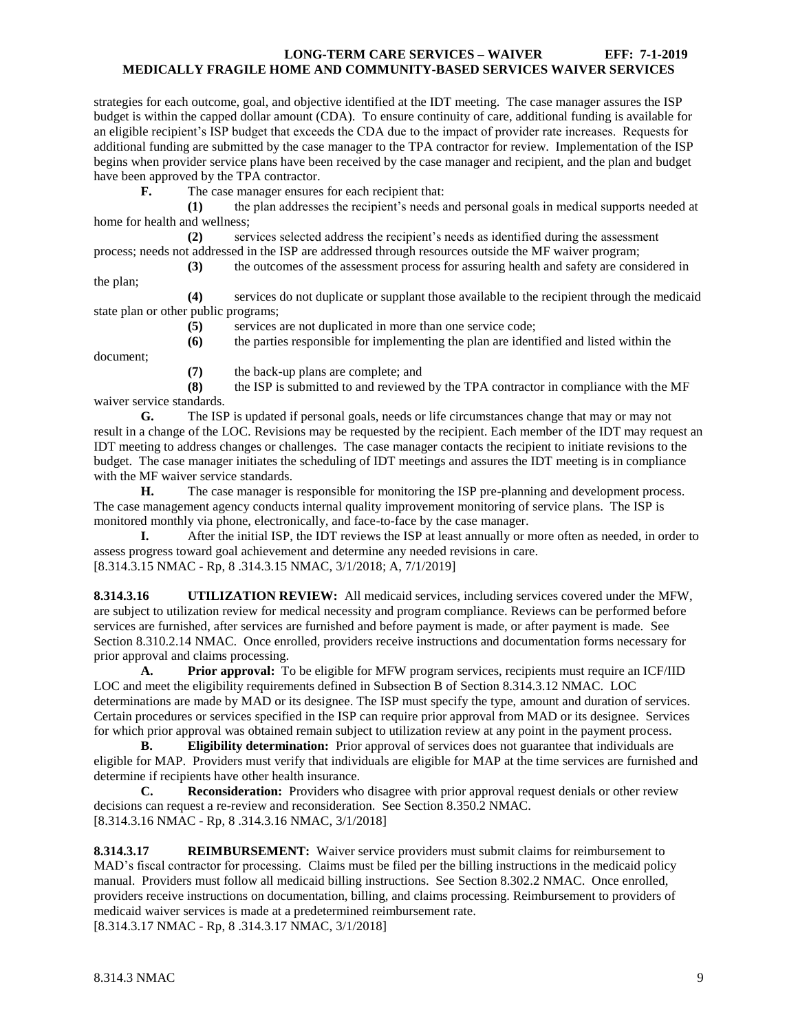strategies for each outcome, goal, and objective identified at the IDT meeting. The case manager assures the ISP budget is within the capped dollar amount (CDA). To ensure continuity of care, additional funding is available for an eligible recipient's ISP budget that exceeds the CDA due to the impact of provider rate increases. Requests for additional funding are submitted by the case manager to the TPA contractor for review. Implementation of the ISP begins when provider service plans have been received by the case manager and recipient, and the plan and budget have been approved by the TPA contractor.

**F.** The case manager ensures for each recipient that:

**(1)** the plan addresses the recipient's needs and personal goals in medical supports needed at home for health and wellness;

**(2)** services selected address the recipient's needs as identified during the assessment process; needs not addressed in the ISP are addressed through resources outside the MF waiver program;

**(3)** the outcomes of the assessment process for assuring health and safety are considered in the plan;

**(4)** services do not duplicate or supplant those available to the recipient through the medicaid state plan or other public programs;

**(5)** services are not duplicated in more than one service code;

**(6)** the parties responsible for implementing the plan are identified and listed within the document;

**(7)** the back-up plans are complete; and

**(8)** the ISP is submitted to and reviewed by the TPA contractor in compliance with the MF waiver service standards.

**G.** The ISP is updated if personal goals, needs or life circumstances change that may or may not result in a change of the LOC. Revisions may be requested by the recipient. Each member of the IDT may request an IDT meeting to address changes or challenges. The case manager contacts the recipient to initiate revisions to the budget. The case manager initiates the scheduling of IDT meetings and assures the IDT meeting is in compliance with the MF waiver service standards.

**H.** The case manager is responsible for monitoring the ISP pre-planning and development process. The case management agency conducts internal quality improvement monitoring of service plans. The ISP is monitored monthly via phone, electronically, and face-to-face by the case manager.

**I.** After the initial ISP, the IDT reviews the ISP at least annually or more often as needed, in order to assess progress toward goal achievement and determine any needed revisions in care.

[8.314.3.15 NMAC - Rp, 8 .314.3.15 NMAC, 3/1/2018; A, 7/1/2019]

**8.314.3.16 UTILIZATION REVIEW:** All medicaid services, including services covered under the MFW, are subject to utilization review for medical necessity and program compliance. Reviews can be performed before services are furnished, after services are furnished and before payment is made, or after payment is made. See Section 8.310.2.14 NMAC. Once enrolled, providers receive instructions and documentation forms necessary for prior approval and claims processing.

**A. Prior approval:** To be eligible for MFW program services, recipients must require an ICF/IID LOC and meet the eligibility requirements defined in Subsection B of Section 8.314.3.12 NMAC. LOC determinations are made by MAD or its designee. The ISP must specify the type, amount and duration of services. Certain procedures or services specified in the ISP can require prior approval from MAD or its designee. Services for which prior approval was obtained remain subject to utilization review at any point in the payment process.

**B. Eligibility determination:** Prior approval of services does not guarantee that individuals are eligible for MAP. Providers must verify that individuals are eligible for MAP at the time services are furnished and determine if recipients have other health insurance.

**C. Reconsideration:** Providers who disagree with prior approval request denials or other review decisions can request a re-review and reconsideration. See Section 8.350.2 NMAC.

[8.314.3.16 NMAC - Rp, 8 .314.3.16 NMAC, 3/1/2018]

**8.314.3.17 REIMBURSEMENT:** Waiver service providers must submit claims for reimbursement to MAD's fiscal contractor for processing. Claims must be filed per the billing instructions in the medicaid policy manual. Providers must follow all medicaid billing instructions. See Section 8.302.2 NMAC. Once enrolled, providers receive instructions on documentation, billing, and claims processing. Reimbursement to providers of medicaid waiver services is made at a predetermined reimbursement rate.

[8.314.3.17 NMAC - Rp, 8 .314.3.17 NMAC, 3/1/2018]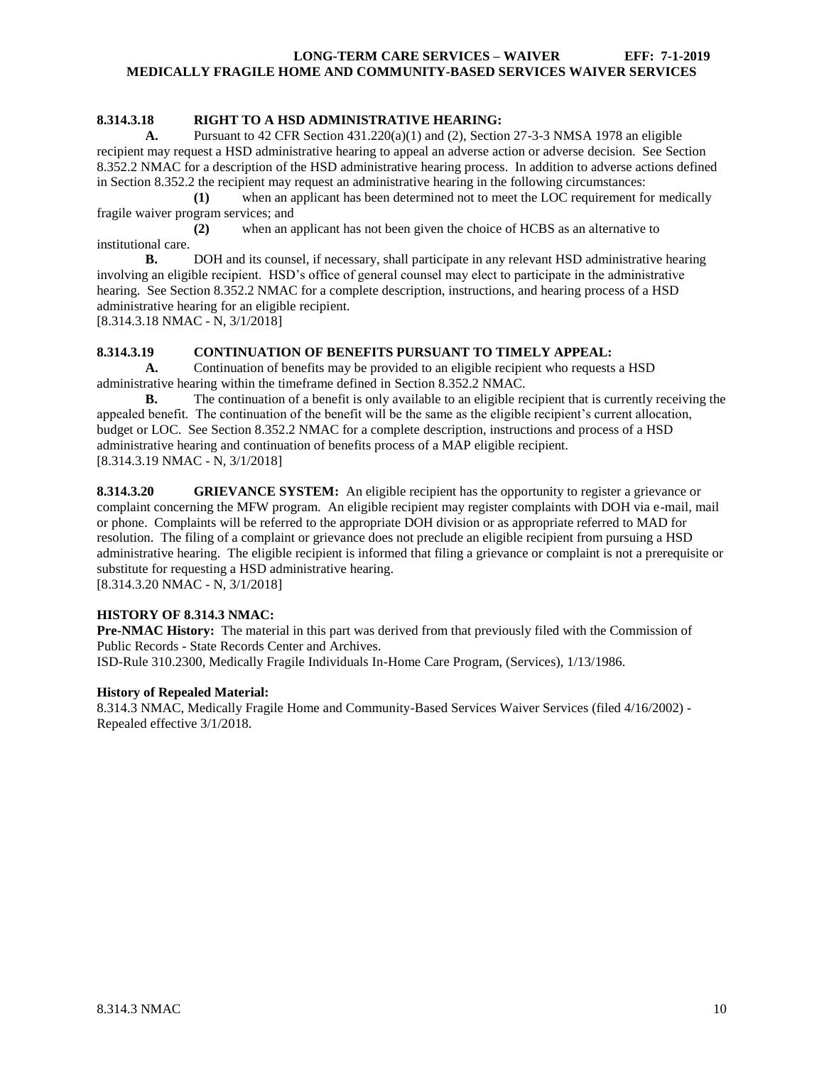**8.314.3.18 RIGHT TO A HSD ADMINISTRATIVE HEARING:**

**A.** Pursuant to 42 CFR Section 431.220(a)(1) and (2), Section 27-3-3 NMSA 1978 an eligible recipient may request a HSD administrative hearing to appeal an adverse action or adverse decision. See Section 8.352.2 NMAC for a description of the HSD administrative hearing process. In addition to adverse actions defined in Section 8.352.2 the recipient may request an administrative hearing in the following circumstances:

**(1)** when an applicant has been determined not to meet the LOC requirement for medically fragile waiver program services; and

**(2)** when an applicant has not been given the choice of HCBS as an alternative to institutional care.

**B.** DOH and its counsel, if necessary, shall participate in any relevant HSD administrative hearing involving an eligible recipient. HSD's office of general counsel may elect to participate in the administrative hearing. See Section 8.352.2 NMAC for a complete description, instructions, and hearing process of a HSD administrative hearing for an eligible recipient.

[8.314.3.18 NMAC - N, 3/1/2018]

**8.314.3.19 CONTINUATION OF BENEFITS PURSUANT TO TIMELY APPEAL:**

**A.** Continuation of benefits may be provided to an eligible recipient who requests a HSD administrative hearing within the timeframe defined in Section 8.352.2 NMAC.

**B.** The continuation of a benefit is only available to an eligible recipient that is currently receiving the appealed benefit. The continuation of the benefit will be the same as the eligible recipient's current allocation, budget or LOC. See Section 8.352.2 NMAC for a complete description, instructions and process of a HSD administrative hearing and continuation of benefits process of a MAP eligible recipient.

[8.314.3.19 NMAC - N, 3/1/2018]

**8.314.3.20 GRIEVANCE SYSTEM:** An eligible recipient has the opportunity to register a grievance or complaint concerning the MFW program. An eligible recipient may register complaints with DOH via e-mail, mail or phone. Complaints will be referred to the appropriate DOH division or as appropriate referred to MAD for resolution. The filing of a complaint or grievance does not preclude an eligible recipient from pursuing a HSD administrative hearing. The eligible recipient is informed that filing a grievance or complaint is not a prerequisite or substitute for requesting a HSD administrative hearing.

[8.314.3.20 NMAC - N, 3/1/2018]

**HISTORY OF 8.314.3 NMAC:**

**Pre-NMAC History:** The material in this part was derived from that previously filed with the Commission of Public Records - State Records Center and Archives.

ISD-Rule 310.2300, Medically Fragile Individuals In-Home Care Program, (Services), 1/13/1986.

**History of Repealed Material:**

8.314.3 NMAC, Medically Fragile Home and Community-Based Services Waiver Services (filed 4/16/2002) - Repealed effective 3/1/2018.